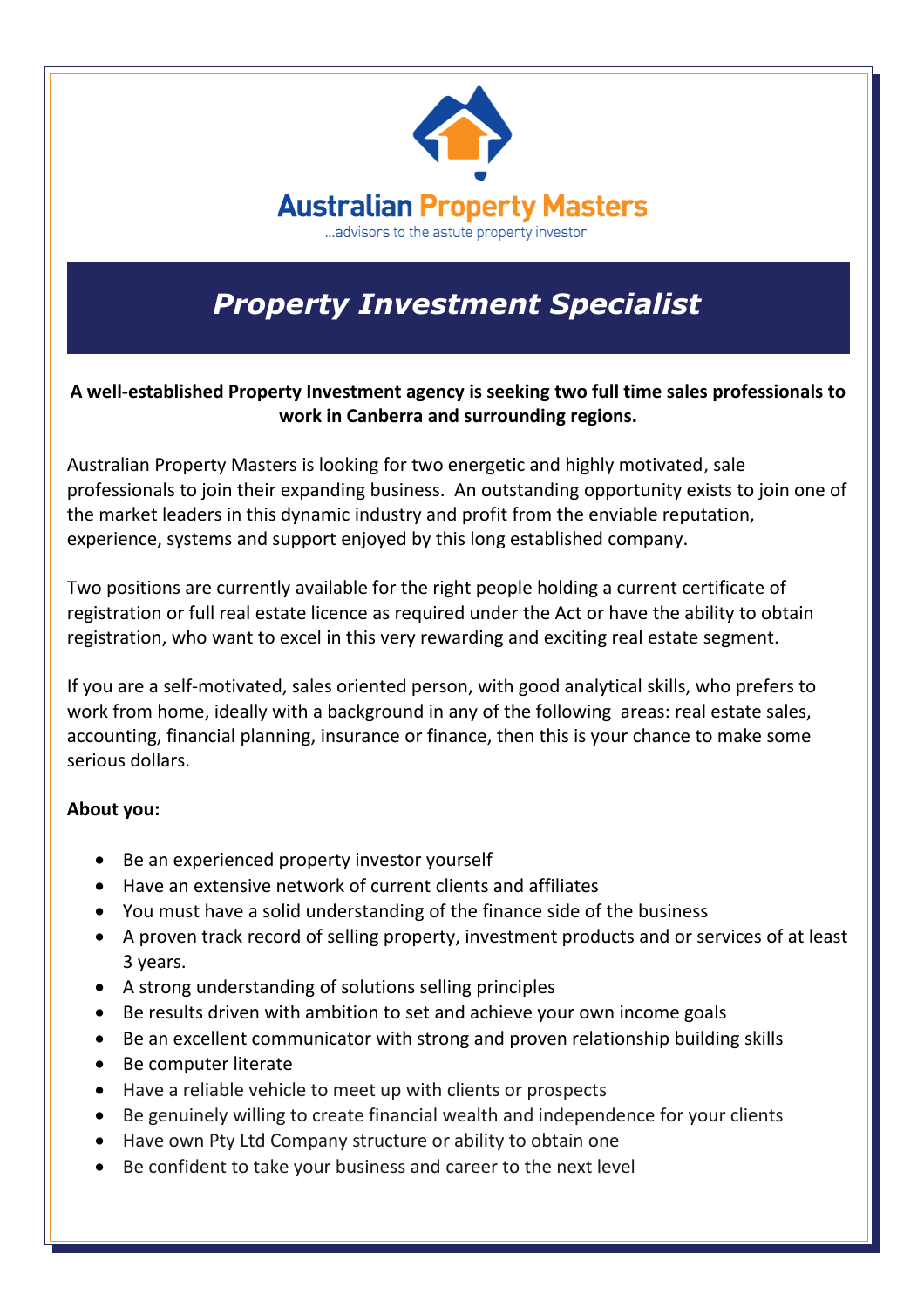# Australian Property Masters

…advisors to the astute property investor

## *Property Investment Specialist*

**A well-established Property Investment agency is seeking two full time sales professionals to work in Canberra and surrounding regions.**

Australian Property Masters is looking for two energetic and highly motivated, sale professionals to join their expanding business. An outstanding opportunity exists to join one of the market leaders in this dynamic industry and profit from the enviable reputation, experience, systems and support enjoyed by this long established company.

Two positions are currently available for the right people holding a current certificate of registration or full real estate licence as required under the Act or have the ability to obtain registration, who want to excel in this very rewarding and exciting real estate segment.

If you are a self-motivated, sales oriented person, with good analytical skills, who prefers to work from home, ideally with a background in any of the following areas: real estate sales, accounting, financial planning, insurance or finance, then this is your chance to make some serious dollars.

**About you:**

- Be an experienced property investor yourself
- Have an extensive network of current clients and affiliates
- You must have a solid understanding of the finance side of the business
- A proven track record of selling property, investment products and or services of at least 3 years.
- A strong understanding of solutions selling principles
- Be results driven with ambition to set and achieve your own income goals
- Be an excellent communicator with strong and proven relationship building skills
- Be computer literate
- Have a reliable vehicle to meet up with clients or prospects
- Be genuinely willing to create financial wealth and independence for your clients
- Have own Pty Ltd Company structure or ability to obtain one
- Be confident to take your business and career to the next level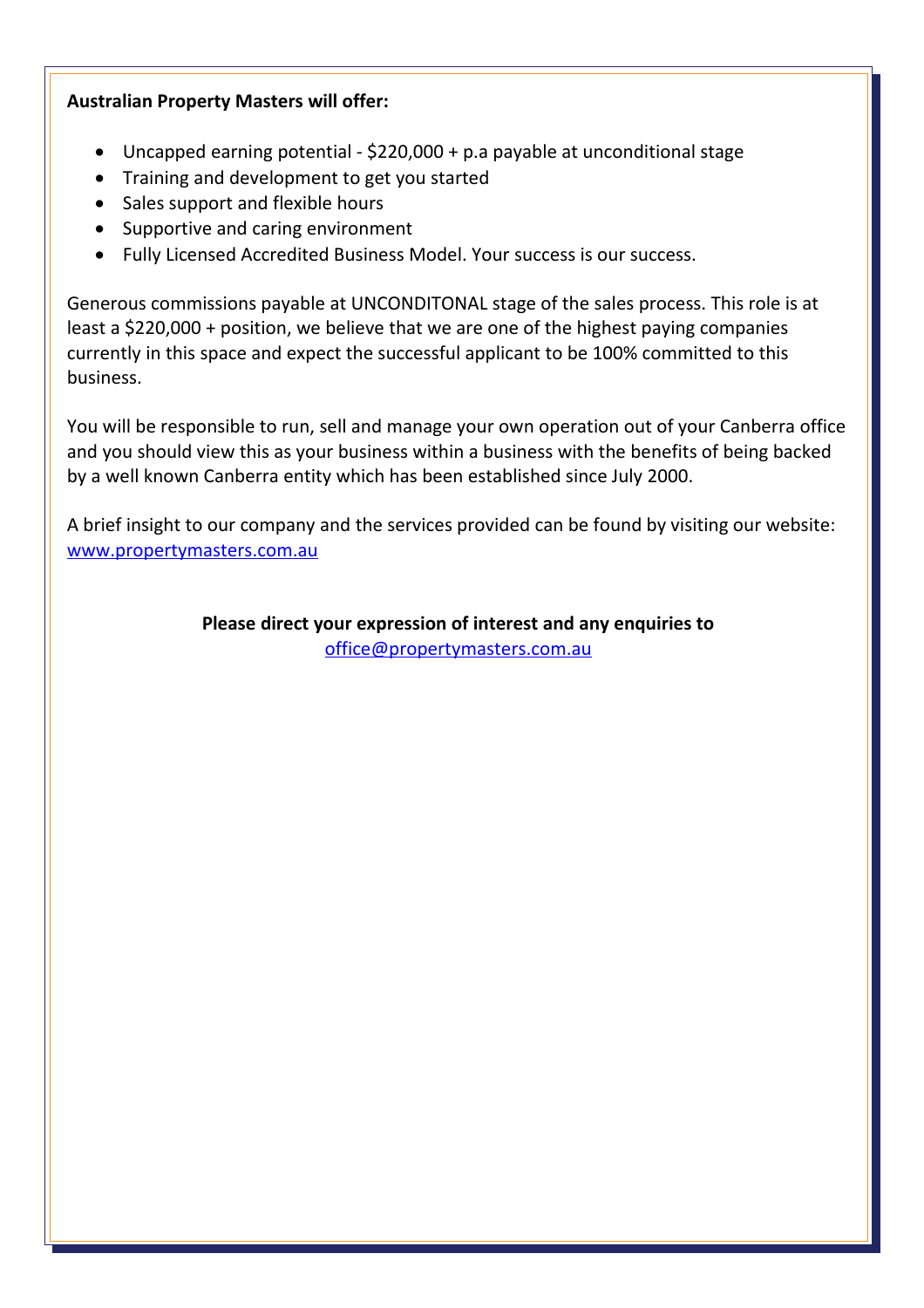**Australian Property Masters will offer:**

- Uncapped earning potential - $220,000 + p.a payable at unconditional stage
- Training and development to get you started
- Sales support and flexible hours
- Supportive and caring environment
- Fully Licensed Accredited Business Model. Your success is our success.

Generous commissions payable at UNCONDITONAL stage of the sales process. This role is at least a $220,000 + position, we believe that we are one of the highest paying companies currently in this space and expect the successful applicant to be 100% committed to this business.

You will be responsible to run, sell and manage your own operation out of your Canberra office and you should view this as your business within a business with the benefits of being backed by a well known Canberra entity which has been established since July 2000.

A brief insight to our company and the services provided can be found by visiting our website: [www.propertymasters.com.au](http://www.propertymasters.com.au)

**Please direct your expression of interest and any enquiries to**
[office@propertymasters.com.au](mailto:office@propertymasters.com.au)